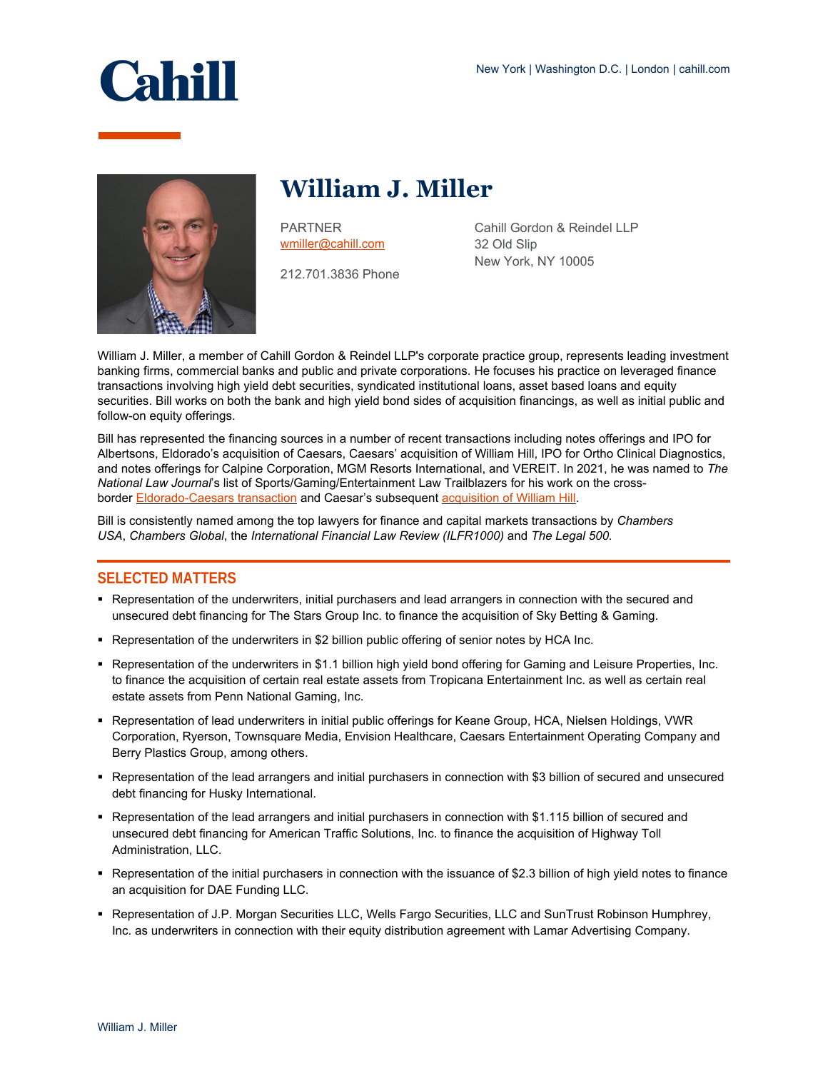Cahill

New York | Washington D.C. | London | cahill.com

# William J. Miller

PARTNER
wmiller@cahill.com

212.701.3836 Phone

Cahill Gordon & Reindel LLP
32 Old Slip
New York, NY 10005

William J. Miller, a member of Cahill Gordon & Reindel LLP's corporate practice group, represents leading investment banking firms, commercial banks and public and private corporations. He focuses his practice on leveraged finance transactions involving high yield debt securities, syndicated institutional loans, asset based loans and equity securities. Bill works on both the bank and high yield bond sides of acquisition financings, as well as initial public and follow-on equity offerings.

Bill has represented the financing sources in a number of recent transactions including notes offerings and IPO for Albertsons, Eldorado's acquisition of Caesars, Caesars' acquisition of William Hill, IPO for Ortho Clinical Diagnostics, and notes offerings for Calpine Corporation, MGM Resorts International, and VEREIT. In 2021, he was named to *The National Law Journal*'s list of Sports/Gaming/Entertainment Law Trailblazers for his work on the cross-border Eldorado-Caesars transaction and Caesar's subsequent acquisition of William Hill.

Bill is consistently named among the top lawyers for finance and capital markets transactions by *Chambers USA*, *Chambers Global*, the *International Financial Law Review (ILFR1000)* and *The Legal 500.*

## SELECTED MATTERS

- Representation of the underwriters, initial purchasers and lead arrangers in connection with the secured and unsecured debt financing for The Stars Group Inc. to finance the acquisition of Sky Betting & Gaming.
- Representation of the underwriters in $2 billion public offering of senior notes by HCA Inc.
- Representation of the underwriters in $1.1 billion high yield bond offering for Gaming and Leisure Properties, Inc. to finance the acquisition of certain real estate assets from Tropicana Entertainment Inc. as well as certain real estate assets from Penn National Gaming, Inc.
- Representation of lead underwriters in initial public offerings for Keane Group, HCA, Nielsen Holdings, VWR Corporation, Ryerson, Townsquare Media, Envision Healthcare, Caesars Entertainment Operating Company and Berry Plastics Group, among others.
- Representation of the lead arrangers and initial purchasers in connection with $3 billion of secured and unsecured debt financing for Husky International.
- Representation of the lead arrangers and initial purchasers in connection with $1.115 billion of secured and unsecured debt financing for American Traffic Solutions, Inc. to finance the acquisition of Highway Toll Administration, LLC.
- Representation of the initial purchasers in connection with the issuance of $2.3 billion of high yield notes to finance an acquisition for DAE Funding LLC.
- Representation of J.P. Morgan Securities LLC, Wells Fargo Securities, LLC and SunTrust Robinson Humphrey, Inc. as underwriters in connection with their equity distribution agreement with Lamar Advertising Company.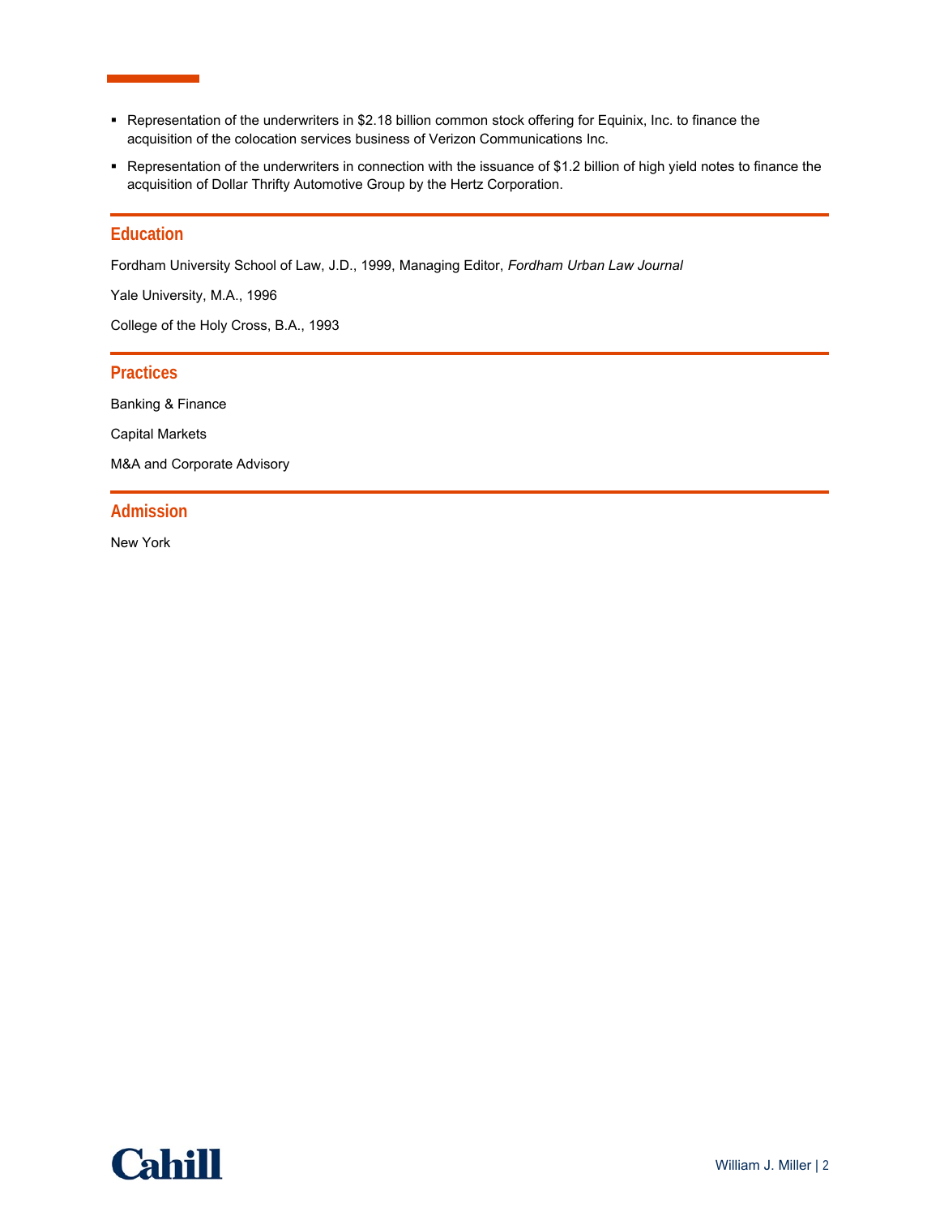- Representation of the underwriters in $2.18 billion common stock offering for Equinix, Inc. to finance the acquisition of the colocation services business of Verizon Communications Inc.
- Representation of the underwriters in connection with the issuance of $1.2 billion of high yield notes to finance the acquisition of Dollar Thrifty Automotive Group by the Hertz Corporation.

## Education

Fordham University School of Law, J.D., 1999, Managing Editor, *Fordham Urban Law Journal*

Yale University, M.A., 1996

College of the Holy Cross, B.A., 1993

## Practices

Banking & Finance

Capital Markets

M&A and Corporate Advisory

## Admission

New York